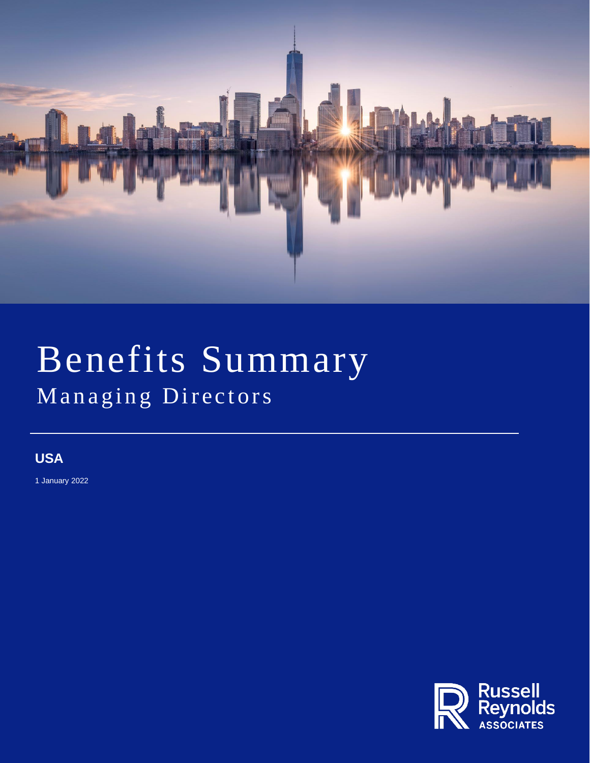# Benefits Summary

## Managing Directors

**USA**

1 January 2022

Russell Reynolds ASSOCIATES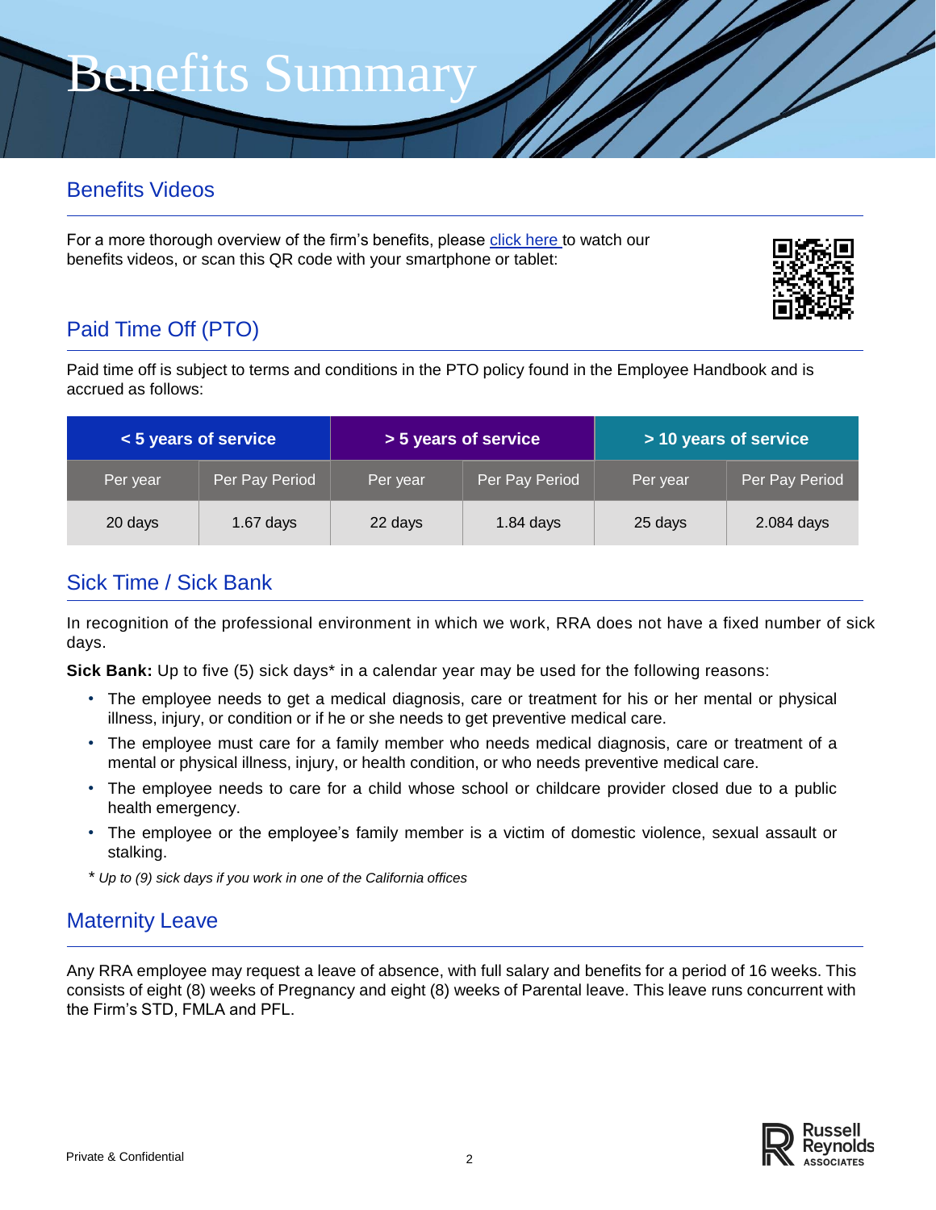# Benefits Summary

## Benefits Videos

For a more thorough overview of the firm's benefits, please click here to watch our benefits videos, or scan this QR code with your smartphone or tablet:

## Paid Time Off (PTO)

Paid time off is subject to terms and conditions in the PTO policy found in the Employee Handbook and is accrued as follows:

| < 5 years of service | | > 5 years of service | | > 10 years of service | |
|---|---|---|---|---|---|
| Per year | Per Pay Period | Per year | Per Pay Period | Per year | Per Pay Period |
| 20 days | 1.67 days | 22 days | 1.84 days | 25 days | 2.084 days |

## Sick Time / Sick Bank

In recognition of the professional environment in which we work, RRA does not have a fixed number of sick days.

**Sick Bank:** Up to five (5) sick days* in a calendar year may be used for the following reasons:

- The employee needs to get a medical diagnosis, care or treatment for his or her mental or physical illness, injury, or condition or if he or she needs to get preventive medical care.
- The employee must care for a family member who needs medical diagnosis, care or treatment of a mental or physical illness, injury, or health condition, or who needs preventive medical care.
- The employee needs to care for a child whose school or childcare provider closed due to a public health emergency.
- The employee or the employee's family member is a victim of domestic violence, sexual assault or stalking.

\* *Up to (9) sick days if you work in one of the California offices*

## Maternity Leave

Any RRA employee may request a leave of absence, with full salary and benefits for a period of 16 weeks. This consists of eight (8) weeks of Pregnancy and eight (8) weeks of Parental leave. This leave runs concurrent with the Firm's STD, FMLA and PFL.

Private & Confidential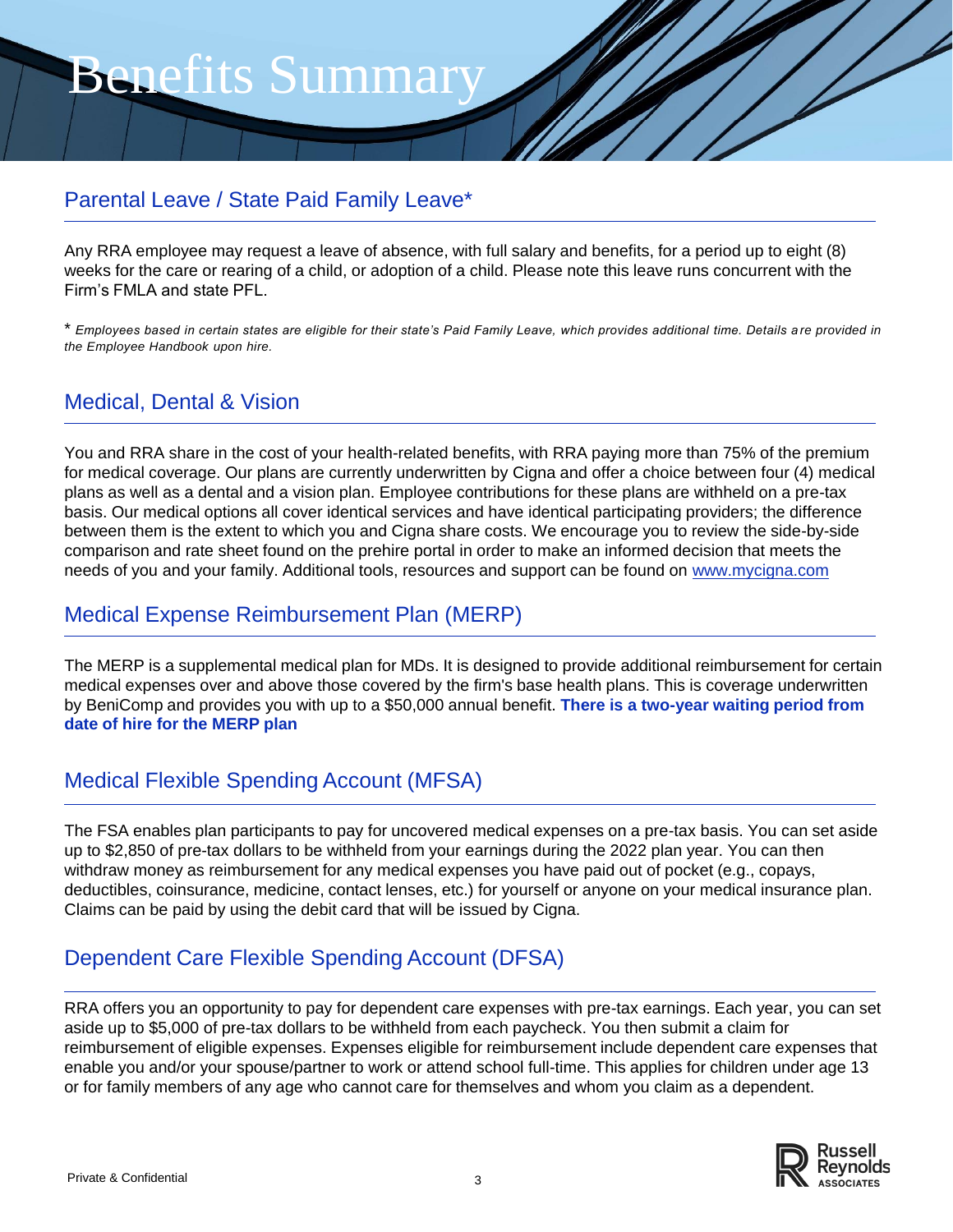# Benefits Summary

## Parental Leave / State Paid Family Leave*

Any RRA employee may request a leave of absence, with full salary and benefits, for a period up to eight (8) weeks for the care or rearing of a child, or adoption of a child. Please note this leave runs concurrent with the Firm's FMLA and state PFL.

\* *Employees based in certain states are eligible for their state's Paid Family Leave, which provides additional time. Details are provided in the Employee Handbook upon hire.*

## Medical, Dental & Vision

You and RRA share in the cost of your health-related benefits, with RRA paying more than 75% of the premium for medical coverage. Our plans are currently underwritten by Cigna and offer a choice between four (4) medical plans as well as a dental and a vision plan. Employee contributions for these plans are withheld on a pre-tax basis. Our medical options all cover identical services and have identical participating providers; the difference between them is the extent to which you and Cigna share costs. We encourage you to review the side-by-side comparison and rate sheet found on the prehire portal in order to make an informed decision that meets the needs of you and your family. Additional tools, resources and support can be found on [www.mycigna.com](http://www.mycigna.com)

## Medical Expense Reimbursement Plan (MERP)

The MERP is a supplemental medical plan for MDs. It is designed to provide additional reimbursement for certain medical expenses over and above those covered by the firm's base health plans. This is coverage underwritten by BeniComp and provides you with up to a $50,000 annual benefit. **There is a two-year waiting period from date of hire for the MERP plan**

## Medical Flexible Spending Account (MFSA)

The FSA enables plan participants to pay for uncovered medical expenses on a pre-tax basis. You can set aside up to $2,850 of pre-tax dollars to be withheld from your earnings during the 2022 plan year. You can then withdraw money as reimbursement for any medical expenses you have paid out of pocket (e.g., copays, deductibles, coinsurance, medicine, contact lenses, etc.) for yourself or anyone on your medical insurance plan. Claims can be paid by using the debit card that will be issued by Cigna.

## Dependent Care Flexible Spending Account (DFSA)

RRA offers you an opportunity to pay for dependent care expenses with pre-tax earnings. Each year, you can set aside up to $5,000 of pre-tax dollars to be withheld from each paycheck. You then submit a claim for reimbursement of eligible expenses. Expenses eligible for reimbursement include dependent care expenses that enable you and/or your spouse/partner to work or attend school full-time. This applies for children under age 13 or for family members of any age who cannot care for themselves and whom you claim as a dependent.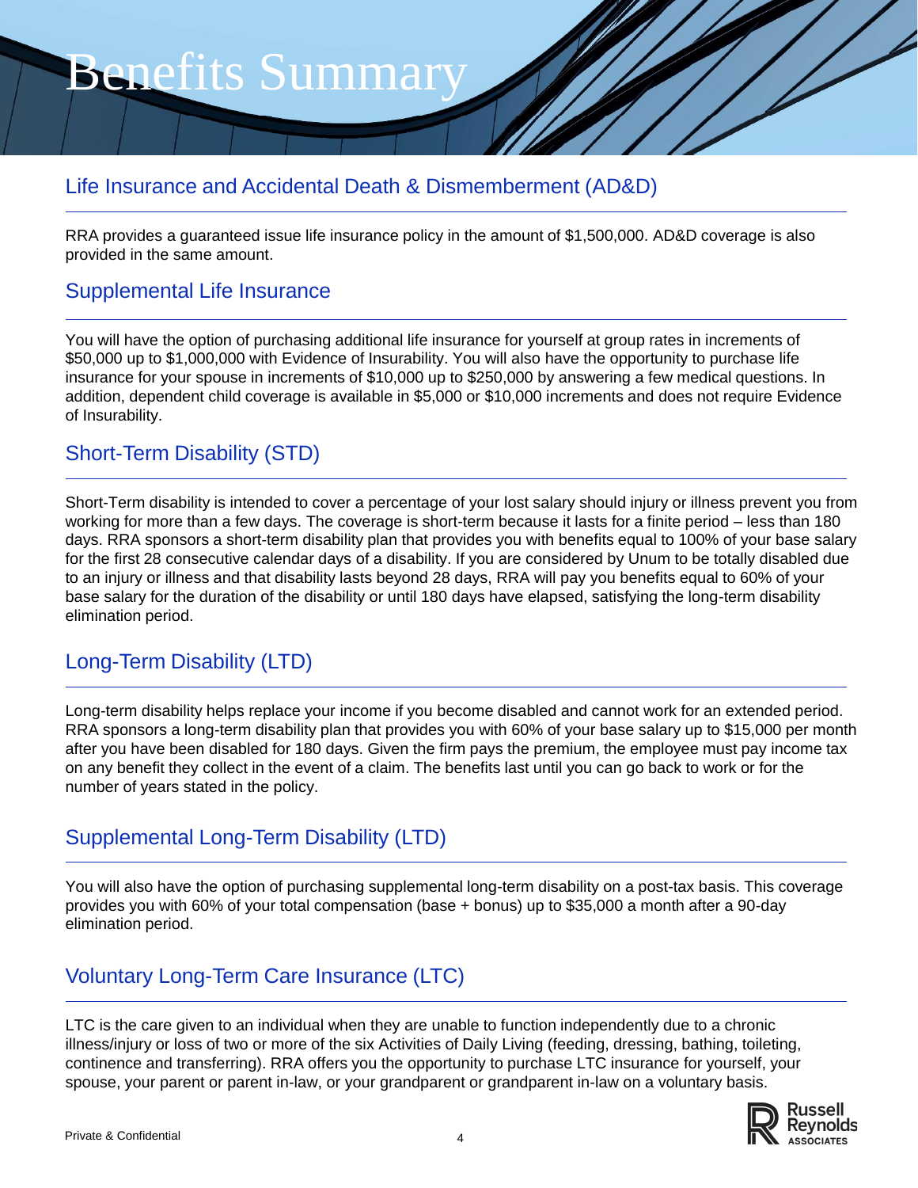# Benefits Summary

## Life Insurance and Accidental Death & Dismemberment (AD&D)

RRA provides a guaranteed issue life insurance policy in the amount of $1,500,000. AD&D coverage is also provided in the same amount.

## Supplemental Life Insurance

You will have the option of purchasing additional life insurance for yourself at group rates in increments of $50,000 up to $1,000,000 with Evidence of Insurability. You will also have the opportunity to purchase life insurance for your spouse in increments of $10,000 up to $250,000 by answering a few medical questions. In addition, dependent child coverage is available in $5,000 or $10,000 increments and does not require Evidence of Insurability.

## Short-Term Disability (STD)

Short-Term disability is intended to cover a percentage of your lost salary should injury or illness prevent you from working for more than a few days. The coverage is short-term because it lasts for a finite period – less than 180 days. RRA sponsors a short-term disability plan that provides you with benefits equal to 100% of your base salary for the first 28 consecutive calendar days of a disability. If you are considered by Unum to be totally disabled due to an injury or illness and that disability lasts beyond 28 days, RRA will pay you benefits equal to 60% of your base salary for the duration of the disability or until 180 days have elapsed, satisfying the long-term disability elimination period.

## Long-Term Disability (LTD)

Long-term disability helps replace your income if you become disabled and cannot work for an extended period. RRA sponsors a long-term disability plan that provides you with 60% of your base salary up to $15,000 per month after you have been disabled for 180 days. Given the firm pays the premium, the employee must pay income tax on any benefit they collect in the event of a claim. The benefits last until you can go back to work or for the number of years stated in the policy.

## Supplemental Long-Term Disability (LTD)

You will also have the option of purchasing supplemental long-term disability on a post-tax basis. This coverage provides you with 60% of your total compensation (base + bonus) up to $35,000 a month after a 90-day elimination period.

## Voluntary Long-Term Care Insurance (LTC)

LTC is the care given to an individual when they are unable to function independently due to a chronic illness/injury or loss of two or more of the six Activities of Daily Living (feeding, dressing, bathing, toileting, continence and transferring). RRA offers you the opportunity to purchase LTC insurance for yourself, your spouse, your parent or parent in-law, or your grandparent or grandparent in-law on a voluntary basis.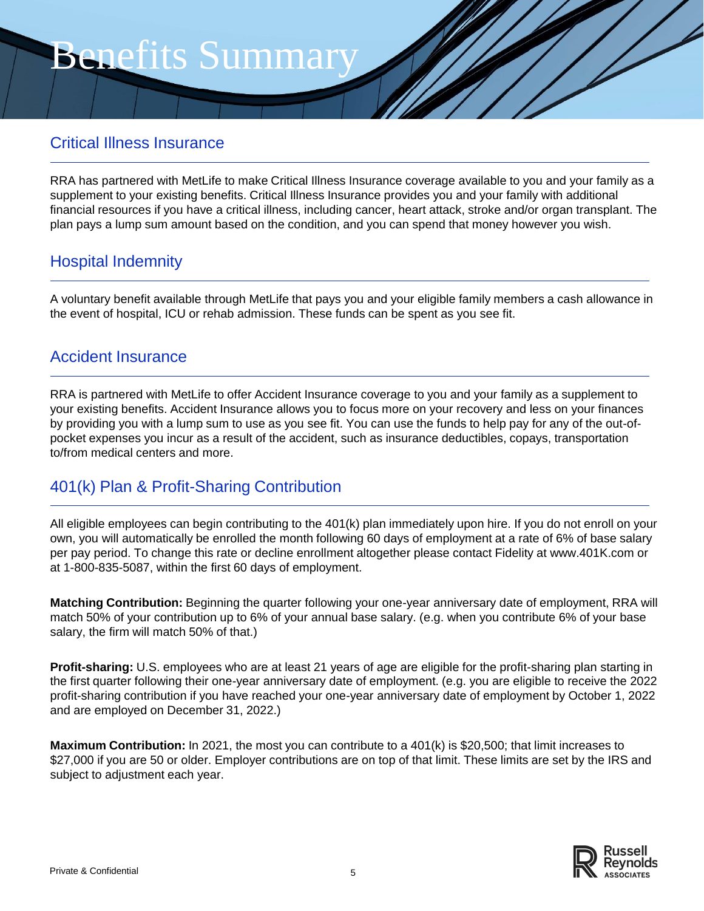# Benefits Summary

## Critical Illness Insurance

RRA has partnered with MetLife to make Critical Illness Insurance coverage available to you and your family as a supplement to your existing benefits. Critical Illness Insurance provides you and your family with additional financial resources if you have a critical illness, including cancer, heart attack, stroke and/or organ transplant. The plan pays a lump sum amount based on the condition, and you can spend that money however you wish.

## Hospital Indemnity

A voluntary benefit available through MetLife that pays you and your eligible family members a cash allowance in the event of hospital, ICU or rehab admission. These funds can be spent as you see fit.

## Accident Insurance

RRA is partnered with MetLife to offer Accident Insurance coverage to you and your family as a supplement to your existing benefits. Accident Insurance allows you to focus more on your recovery and less on your finances by providing you with a lump sum to use as you see fit. You can use the funds to help pay for any of the out-of-pocket expenses you incur as a result of the accident, such as insurance deductibles, copays, transportation to/from medical centers and more.

## 401(k) Plan & Profit-Sharing Contribution

All eligible employees can begin contributing to the 401(k) plan immediately upon hire. If you do not enroll on your own, you will automatically be enrolled the month following 60 days of employment at a rate of 6% of base salary per pay period. To change this rate or decline enrollment altogether please contact Fidelity at www.401K.com or at 1-800-835-5087, within the first 60 days of employment.

**Matching Contribution:** Beginning the quarter following your one-year anniversary date of employment, RRA will match 50% of your contribution up to 6% of your annual base salary. (e.g. when you contribute 6% of your base salary, the firm will match 50% of that.)

**Profit-sharing:** U.S. employees who are at least 21 years of age are eligible for the profit-sharing plan starting in the first quarter following their one-year anniversary date of employment. (e.g. you are eligible to receive the 2022 profit-sharing contribution if you have reached your one-year anniversary date of employment by October 1, 2022 and are employed on December 31, 2022.)

**Maximum Contribution:** In 2021, the most you can contribute to a 401(k) is $20,500; that limit increases to $27,000 if you are 50 or older. Employer contributions are on top of that limit. These limits are set by the IRS and subject to adjustment each year.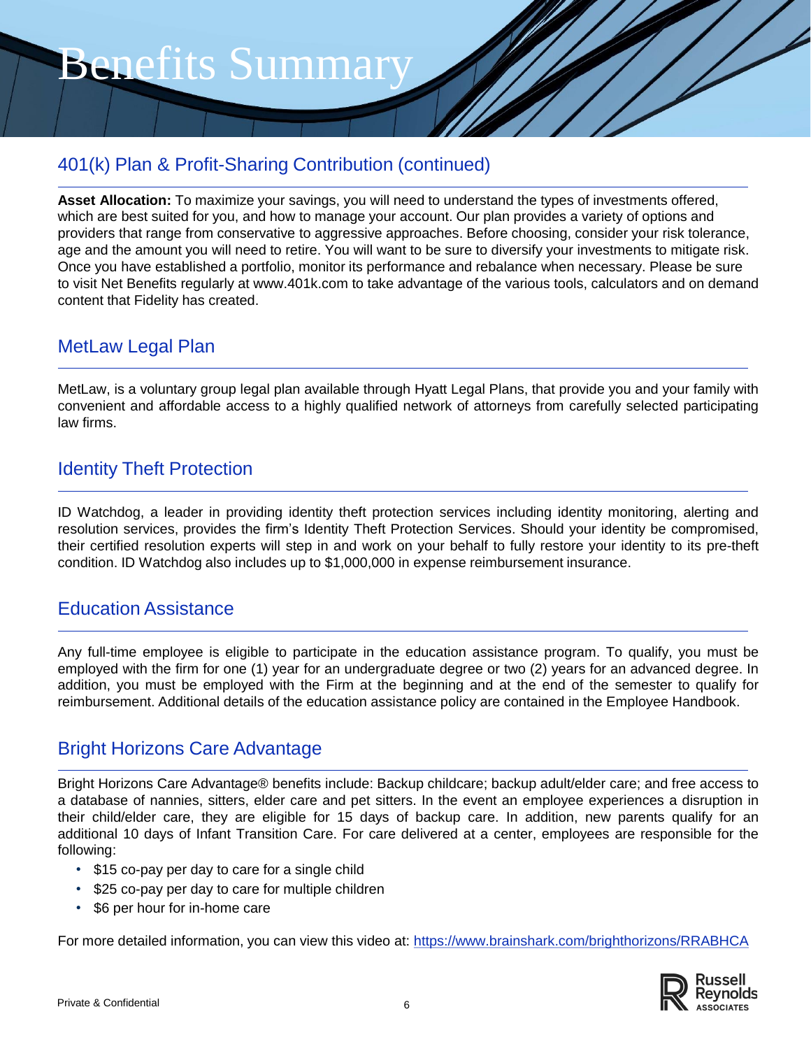# Benefits Summary

## 401(k) Plan & Profit-Sharing Contribution (continued)

**Asset Allocation:** To maximize your savings, you will need to understand the types of investments offered, which are best suited for you, and how to manage your account. Our plan provides a variety of options and providers that range from conservative to aggressive approaches. Before choosing, consider your risk tolerance, age and the amount you will need to retire. You will want to be sure to diversify your investments to mitigate risk. Once you have established a portfolio, monitor its performance and rebalance when necessary. Please be sure to visit Net Benefits regularly at www.401k.com to take advantage of the various tools, calculators and on demand content that Fidelity has created.

## MetLaw Legal Plan

MetLaw, is a voluntary group legal plan available through Hyatt Legal Plans, that provide you and your family with convenient and affordable access to a highly qualified network of attorneys from carefully selected participating law firms.

## Identity Theft Protection

ID Watchdog, a leader in providing identity theft protection services including identity monitoring, alerting and resolution services, provides the firm's Identity Theft Protection Services. Should your identity be compromised, their certified resolution experts will step in and work on your behalf to fully restore your identity to its pre-theft condition. ID Watchdog also includes up to $1,000,000 in expense reimbursement insurance.

## Education Assistance

Any full-time employee is eligible to participate in the education assistance program. To qualify, you must be employed with the firm for one (1) year for an undergraduate degree or two (2) years for an advanced degree. In addition, you must be employed with the Firm at the beginning and at the end of the semester to qualify for reimbursement. Additional details of the education assistance policy are contained in the Employee Handbook.

## Bright Horizons Care Advantage

Bright Horizons Care Advantage® benefits include: Backup childcare; backup adult/elder care; and free access to a database of nannies, sitters, elder care and pet sitters. In the event an employee experiences a disruption in their child/elder care, they are eligible for 15 days of backup care. In addition, new parents qualify for an additional 10 days of Infant Transition Care. For care delivered at a center, employees are responsible for the following:

- $15 co-pay per day to care for a single child
- $25 co-pay per day to care for multiple children
- $6 per hour for in-home care

For more detailed information, you can view this video at: [https://www.brainshark.com/brighthorizons/RRABHCA](https://www.brainshark.com/brighthorizons/RRABHCA)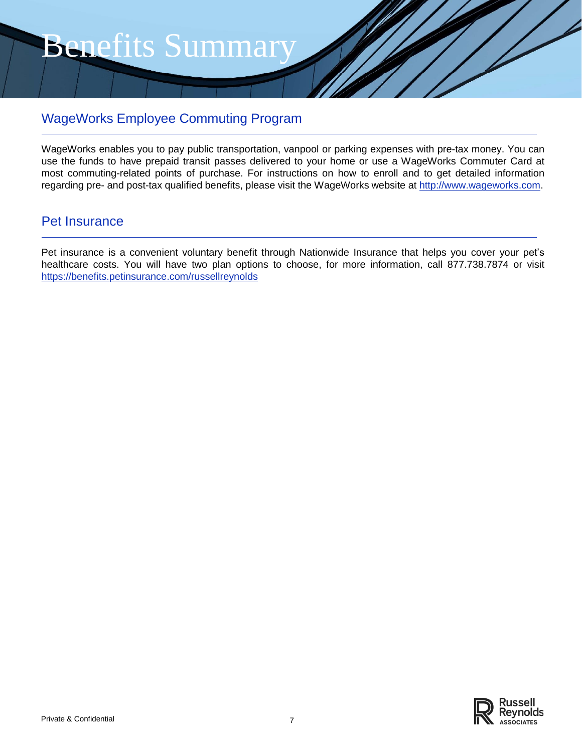# Benefits Summary

## WageWorks Employee Commuting Program

WageWorks enables you to pay public transportation, vanpool or parking expenses with pre-tax money. You can use the funds to have prepaid transit passes delivered to your home or use a WageWorks Commuter Card at most commuting-related points of purchase. For instructions on how to enroll and to get detailed information regarding pre- and post-tax qualified benefits, please visit the WageWorks website at http://www.wageworks.com.

## Pet Insurance

Pet insurance is a convenient voluntary benefit through Nationwide Insurance that helps you cover your pet's healthcare costs. You will have two plan options to choose, for more information, call 877.738.7874 or visit https://benefits.petinsurance.com/russellreynolds